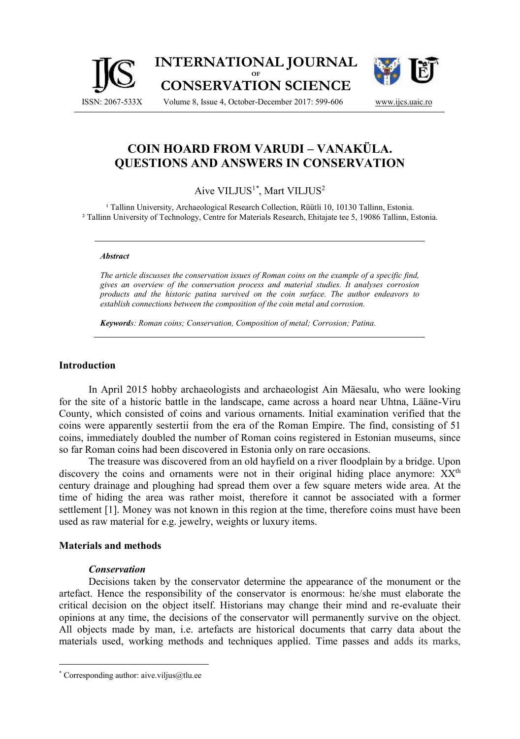# COIN HOARD FROM VARUDI – VANAKÜLA. QUESTIONS AND ANSWERS IN CONSERVATION

Aive VILJUS[1*], Mart VILJUS[2]

[1] Tallinn University, Archaeological Research Collection, Rüütli 10, 10130 Tallinn, Estonia.
[2] Tallinn University of Technology, Centre for Materials Research, Ehitajate tee 5, 19086 Tallinn, Estonia.

---

### *Abstract*

*The article discusses the conservation issues of Roman coins on the example of a specific find, gives an overview of the conservation process and material studies. It analyses corrosion products and the historic patina survived on the coin surface. The author endeavors to establish connections between the composition of the coin metal and corrosion.*

***Keywords**: Roman coins; Conservation, Composition of metal; Corrosion; Patina.*

---

## Introduction

In April 2015 hobby archaeologists and archaeologist Ain Mäesalu, who were looking for the site of a historic battle in the landscape, came across a hoard near Uhtna, Lääne-Viru County, which consisted of coins and various ornaments. Initial examination verified that the coins were apparently sestertii from the era of the Roman Empire. The find, consisting of 51 coins, immediately doubled the number of Roman coins registered in Estonian museums, since so far Roman coins had been discovered in Estonia only on rare occasions.

The treasure was discovered from an old hayfield on a river floodplain by a bridge. Upon discovery the coins and ornaments were not in their original hiding place anymore: $XX^{th}$ century drainage and ploughing had spread them over a few square meters wide area. At the time of hiding the area was rather moist, therefore it cannot be associated with a former settlement [1]. Money was not known in this region at the time, therefore coins must have been used as raw material for e.g. jewelry, weights or luxury items.

## Materials and methods

### *Conservation*

Decisions taken by the conservator determine the appearance of the monument or the artefact. Hence the responsibility of the conservator is enormous: he/she must elaborate the critical decision on the object itself. Historians may change their mind and re-evaluate their opinions at any time, the decisions of the conservator will permanently survive on the object. All objects made by man, i.e. artefacts are historical documents that carry data about the materials used, working methods and techniques applied. Time passes and adds its marks,

---

\* Corresponding author: aive.viljus@tlu.ee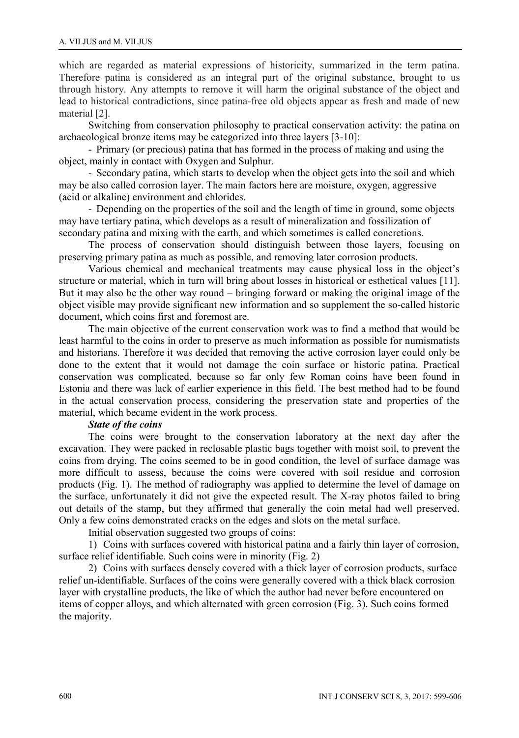which are regarded as material expressions of historicity, summarized in the term patina. Therefore patina is considered as an integral part of the original substance, brought to us through history. Any attempts to remove it will harm the original substance of the object and lead to historical contradictions, since patina-free old objects appear as fresh and made of new material [2].

Switching from conservation philosophy to practical conservation activity: the patina on archaeological bronze items may be categorized into three layers [3-10]:

- Primary (or precious) patina that has formed in the process of making and using the object, mainly in contact with Oxygen and Sulphur.
- Secondary patina, which starts to develop when the object gets into the soil and which may be also called corrosion layer. The main factors here are moisture, oxygen, aggressive (acid or alkaline) environment and chlorides.
- Depending on the properties of the soil and the length of time in ground, some objects may have tertiary patina, which develops as a result of mineralization and fossilization of secondary patina and mixing with the earth, and which sometimes is called concretions.

The process of conservation should distinguish between those layers, focusing on preserving primary patina as much as possible, and removing later corrosion products.

Various chemical and mechanical treatments may cause physical loss in the object's structure or material, which in turn will bring about losses in historical or esthetical values [11]. But it may also be the other way round – bringing forward or making the original image of the object visible may provide significant new information and so supplement the so-called historic document, which coins first and foremost are.

The main objective of the current conservation work was to find a method that would be least harmful to the coins in order to preserve as much information as possible for numismatists and historians. Therefore it was decided that removing the active corrosion layer could only be done to the extent that it would not damage the coin surface or historic patina. Practical conservation was complicated, because so far only few Roman coins have been found in Estonia and there was lack of earlier experience in this field. The best method had to be found in the actual conservation process, considering the preservation state and properties of the material, which became evident in the work process.

***State of the coins***

The coins were brought to the conservation laboratory at the next day after the excavation. They were packed in reclosable plastic bags together with moist soil, to prevent the coins from drying. The coins seemed to be in good condition, the level of surface damage was more difficult to assess, because the coins were covered with soil residue and corrosion products (Fig. 1). The method of radiography was applied to determine the level of damage on the surface, unfortunately it did not give the expected result. The X-ray photos failed to bring out details of the stamp, but they affirmed that generally the coin metal had well preserved. Only a few coins demonstrated cracks on the edges and slots on the metal surface.

Initial observation suggested two groups of coins:

1) Coins with surfaces covered with historical patina and a fairly thin layer of corrosion, surface relief identifiable. Such coins were in minority (Fig. 2)

2) Coins with surfaces densely covered with a thick layer of corrosion products, surface relief un-identifiable. Surfaces of the coins were generally covered with a thick black corrosion layer with crystalline products, the like of which the author had never before encountered on items of copper alloys, and which alternated with green corrosion (Fig. 3). Such coins formed the majority.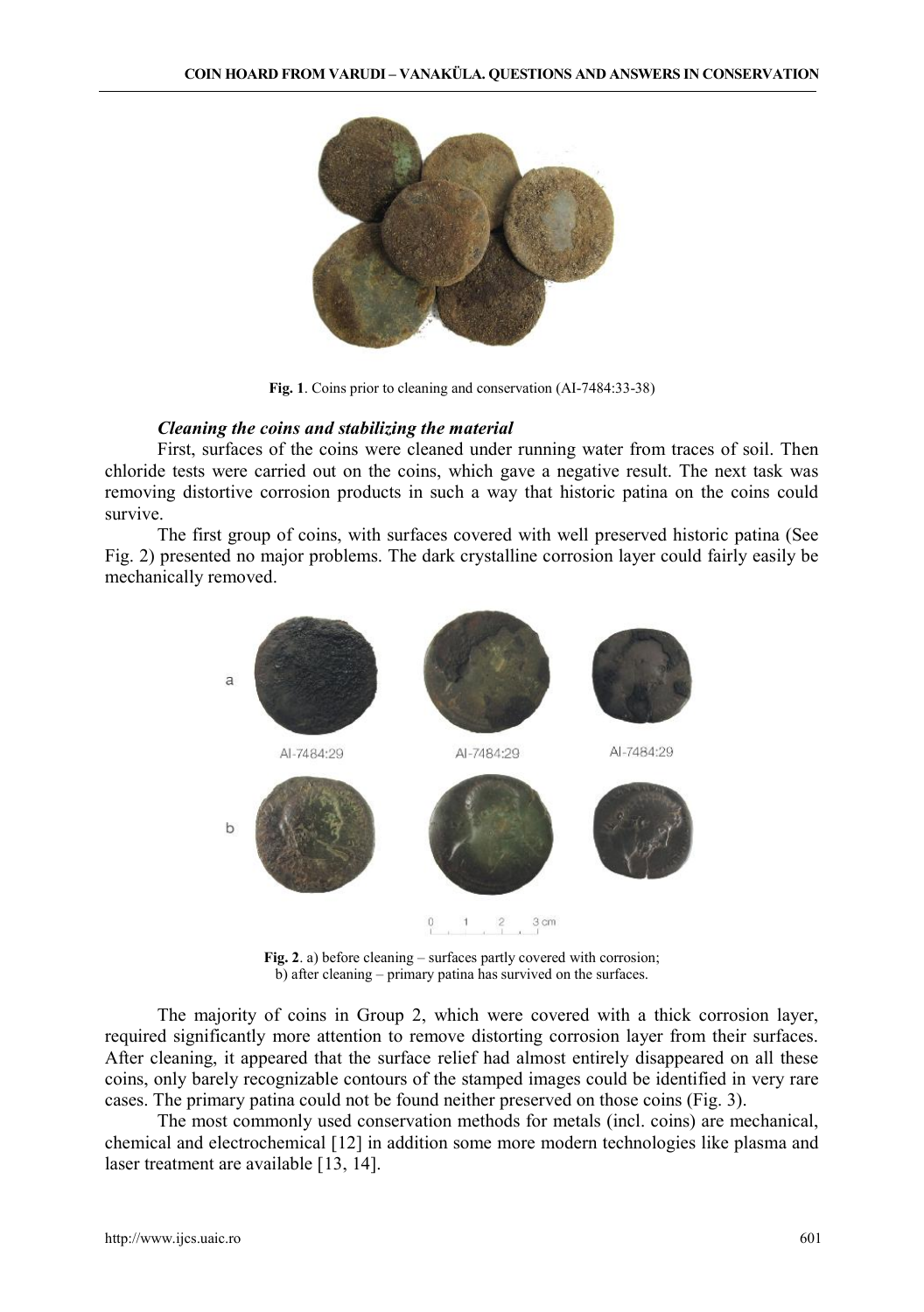Fig. 1. Coins prior to cleaning and conservation (AI-7484:33-38)

### *Cleaning the coins and stabilizing the material*

First, surfaces of the coins were cleaned under running water from traces of soil. Then chloride tests were carried out on the coins, which gave a negative result. The next task was removing distortive corrosion products in such a way that historic patina on the coins could survive.

The first group of coins, with surfaces covered with well preserved historic patina (See Fig. 2) presented no major problems. The dark crystalline corrosion layer could fairly easily be mechanically removed.

**Fig. 2**. a) before cleaning – surfaces partly covered with corrosion; b) after cleaning – primary patina has survived on the surfaces.

The majority of coins in Group 2, which were covered with a thick corrosion layer, required significantly more attention to remove distorting corrosion layer from their surfaces. After cleaning, it appeared that the surface relief had almost entirely disappeared on all these coins, only barely recognizable contours of the stamped images could be identified in very rare cases. The primary patina could not be found neither preserved on those coins (Fig. 3).

The most commonly used conservation methods for metals (incl. coins) are mechanical, chemical and electrochemical [12] in addition some more modern technologies like plasma and laser treatment are available [13, 14].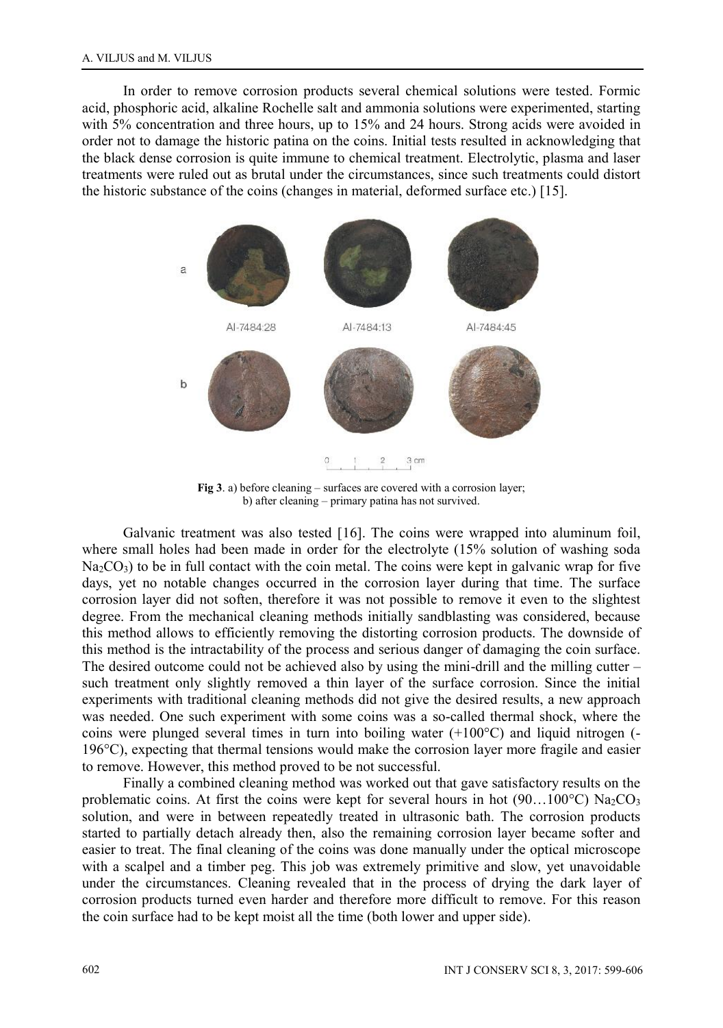In order to remove corrosion products several chemical solutions were tested. Formic acid, phosphoric acid, alkaline Rochelle salt and ammonia solutions were experimented, starting with 5% concentration and three hours, up to 15% and 24 hours. Strong acids were avoided in order not to damage the historic patina on the coins. Initial tests resulted in acknowledging that the black dense corrosion is quite immune to chemical treatment. Electrolytic, plasma and laser treatments were ruled out as brutal under the circumstances, since such treatments could distort the historic substance of the coins (changes in material, deformed surface etc.) [15].

**Fig 3**. a) before cleaning – surfaces are covered with a corrosion layer; b) after cleaning – primary patina has not survived.

Galvanic treatment was also tested [16]. The coins were wrapped into aluminum foil, where small holes had been made in order for the electrolyte (15% solution of washing soda $Na_2CO_3$) to be in full contact with the coin metal. The coins were kept in galvanic wrap for five days, yet no notable changes occurred in the corrosion layer during that time. The surface corrosion layer did not soften, therefore it was not possible to remove it even to the slightest degree. From the mechanical cleaning methods initially sandblasting was considered, because this method allows to efficiently removing the distorting corrosion products. The downside of this method is the intractability of the process and serious danger of damaging the coin surface. The desired outcome could not be achieved also by using the mini-drill and the milling cutter – such treatment only slightly removed a thin layer of the surface corrosion. Since the initial experiments with traditional cleaning methods did not give the desired results, a new approach was needed. One such experiment with some coins was a so-called thermal shock, where the coins were plunged several times in turn into boiling water (+100°C) and liquid nitrogen (-196°C), expecting that thermal tensions would make the corrosion layer more fragile and easier to remove. However, this method proved to be not successful.

Finally a combined cleaning method was worked out that gave satisfactory results on the problematic coins. At first the coins were kept for several hours in hot (90…100°C) $Na_2CO_3$ solution, and were in between repeatedly treated in ultrasonic bath. The corrosion products started to partially detach already then, also the remaining corrosion layer became softer and easier to treat. The final cleaning of the coins was done manually under the optical microscope with a scalpel and a timber peg. This job was extremely primitive and slow, yet unavoidable under the circumstances. Cleaning revealed that in the process of drying the dark layer of corrosion products turned even harder and therefore more difficult to remove. For this reason the coin surface had to be kept moist all the time (both lower and upper side).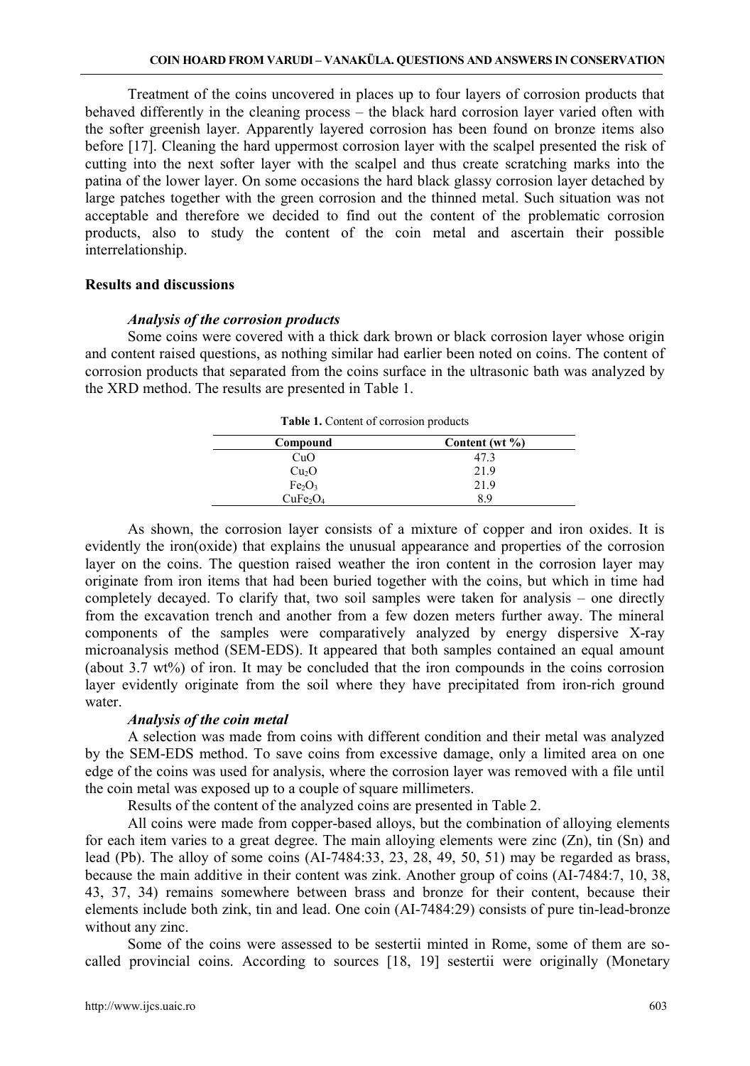Treatment of the coins uncovered in places up to four layers of corrosion products that behaved differently in the cleaning process – the black hard corrosion layer varied often with the softer greenish layer. Apparently layered corrosion has been found on bronze items also before [17]. Cleaning the hard uppermost corrosion layer with the scalpel presented the risk of cutting into the next softer layer with the scalpel and thus create scratching marks into the patina of the lower layer. On some occasions the hard black glassy corrosion layer detached by large patches together with the green corrosion and the thinned metal. Such situation was not acceptable and therefore we decided to find out the content of the problematic corrosion products, also to study the content of the coin metal and ascertain their possible interrelationship.

## Results and discussions

### *Analysis of the corrosion products*

Some coins were covered with a thick dark brown or black corrosion layer whose origin and content raised questions, as nothing similar had earlier been noted on coins. The content of corrosion products that separated from the coins surface in the ultrasonic bath was analyzed by the XRD method. The results are presented in Table 1.

**Table 1.** Content of corrosion products

| Compound | Content (wt %) |
|---|---|
| $CuO$ | 47.3 |
| $Cu_2O$ | 21.9 |
| $Fe_2O_3$ | 21.9 |
| $CuFe_2O_4$ | 8.9 |

As shown, the corrosion layer consists of a mixture of copper and iron oxides. It is evidently the iron(oxide) that explains the unusual appearance and properties of the corrosion layer on the coins. The question raised weather the iron content in the corrosion layer may originate from iron items that had been buried together with the coins, but which in time had completely decayed. To clarify that, two soil samples were taken for analysis – one directly from the excavation trench and another from a few dozen meters further away. The mineral components of the samples were comparatively analyzed by energy dispersive X-ray microanalysis method (SEM-EDS). It appeared that both samples contained an equal amount (about 3.7 wt%) of iron. It may be concluded that the iron compounds in the coins corrosion layer evidently originate from the soil where they have precipitated from iron-rich ground water.

### *Analysis of the coin metal*

A selection was made from coins with different condition and their metal was analyzed by the SEM-EDS method. To save coins from excessive damage, only a limited area on one edge of the coins was used for analysis, where the corrosion layer was removed with a file until the coin metal was exposed up to a couple of square millimeters.

Results of the content of the analyzed coins are presented in Table 2.

All coins were made from copper-based alloys, but the combination of alloying elements for each item varies to a great degree. The main alloying elements were zinc (Zn), tin (Sn) and lead (Pb). The alloy of some coins (AI-7484:33, 23, 28, 49, 50, 51) may be regarded as brass, because the main additive in their content was zink. Another group of coins (AI-7484:7, 10, 38, 43, 37, 34) remains somewhere between brass and bronze for their content, because their elements include both zink, tin and lead. One coin (AI-7484:29) consists of pure tin-lead-bronze without any zinc.

Some of the coins were assessed to be sestertii minted in Rome, some of them are so-called provincial coins. According to sources [18, 19] sestertii were originally (Monetary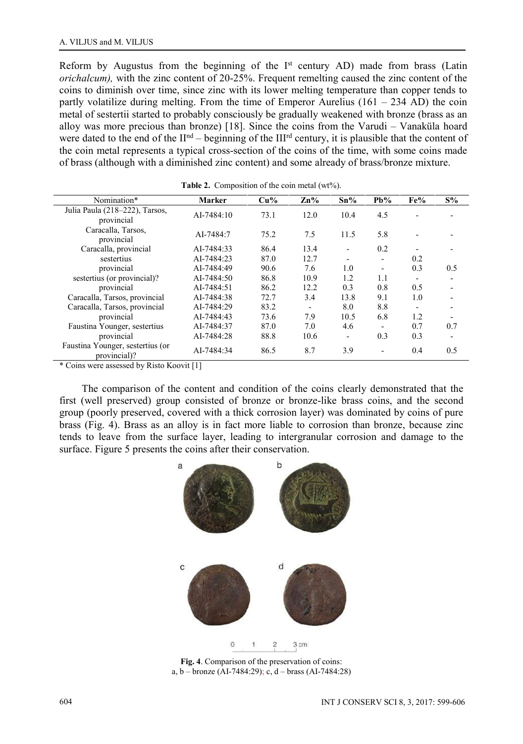Reform by Augustus from the beginning of the I[st] century AD) made from brass (Latin *orichalcum),* with the zinc content of 20-25%. Frequent remelting caused the zinc content of the coins to diminish over time, since zinc with its lower melting temperature than copper tends to partly volatilize during melting. From the time of Emperor Aurelius (161 – 234 AD) the coin metal of sestertii started to probably consciously be gradually weakened with bronze (brass as an alloy was more precious than bronze) [18]. Since the coins from the Varudi – Vanaküla hoard were dated to the end of the II[nd] – beginning of the III[rd] century, it is plausible that the content of the coin metal represents a typical cross-section of the coins of the time, with some coins made of brass (although with a diminished zinc content) and some already of brass/bronze mixture.

**Table 2.** Composition of the coin metal (wt%).

| Nomination* | Marker | Cu% | Zn% | Sn% | Pb% | Fe% | S% |
|---|---|---|---|---|---|---|---|
| Julia Paula (218–222), Tarsos, provincial | AI-7484:10 | 73.1 | 12.0 | 10.4 | 4.5 | - | - |
| Caracalla, Tarsos, provincial | AI-7484:7 | 75.2 | 7.5 | 11.5 | 5.8 | - | - |
| Caracalla, provincial | AI-7484:33 | 86.4 | 13.4 | - | 0.2 | - | - |
| sestertius | AI-7484:23 | 87.0 | 12.7 | - | - | 0.2 | |
| provincial | AI-7484:49 | 90.6 | 7.6 | 1.0 | - | 0.3 | 0.5 |
| sestertius (or provincial)? | AI-7484:50 | 86.8 | 10.9 | 1.2 | 1.1 | - | - |
| provincial | AI-7484:51 | 86.2 | 12.2 | 0.3 | 0.8 | 0.5 | - |
| Caracalla, Tarsos, provincial | AI-7484:38 | 72.7 | 3.4 | 13.8 | 9.1 | 1.0 | - |
| Caracalla, Tarsos, provincial | AI-7484:29 | 83.2 | - | 8.0 | 8.8 | - | - |
| provincial | AI-7484:43 | 73.6 | 7.9 | 10.5 | 6.8 | 1.2 | - |
| Faustina Younger, sestertius | AI-7484:37 | 87.0 | 7.0 | 4.6 | - | 0.7 | 0.7 |
| provincial | AI-7484:28 | 88.8 | 10.6 | - | 0.3 | 0.3 | - |
| Faustina Younger, sestertius (or provincial)? | AI-7484:34 | 86.5 | 8.7 | 3.9 | - | 0.4 | 0.5 |

\* Coins were assessed by Risto Koovit [1]

The comparison of the content and condition of the coins clearly demonstrated that the first (well preserved) group consisted of bronze or bronze-like brass coins, and the second group (poorly preserved, covered with a thick corrosion layer) was dominated by coins of pure brass (Fig. 4). Brass as an alloy is in fact more liable to corrosion than bronze, because zinc tends to leave from the surface layer, leading to intergranular corrosion and damage to the surface. Figure 5 presents the coins after their conservation.

**Fig. 4**. Comparison of the preservation of coins:
a, b – bronze (AI-7484:29); c, d – brass (AI-7484:28)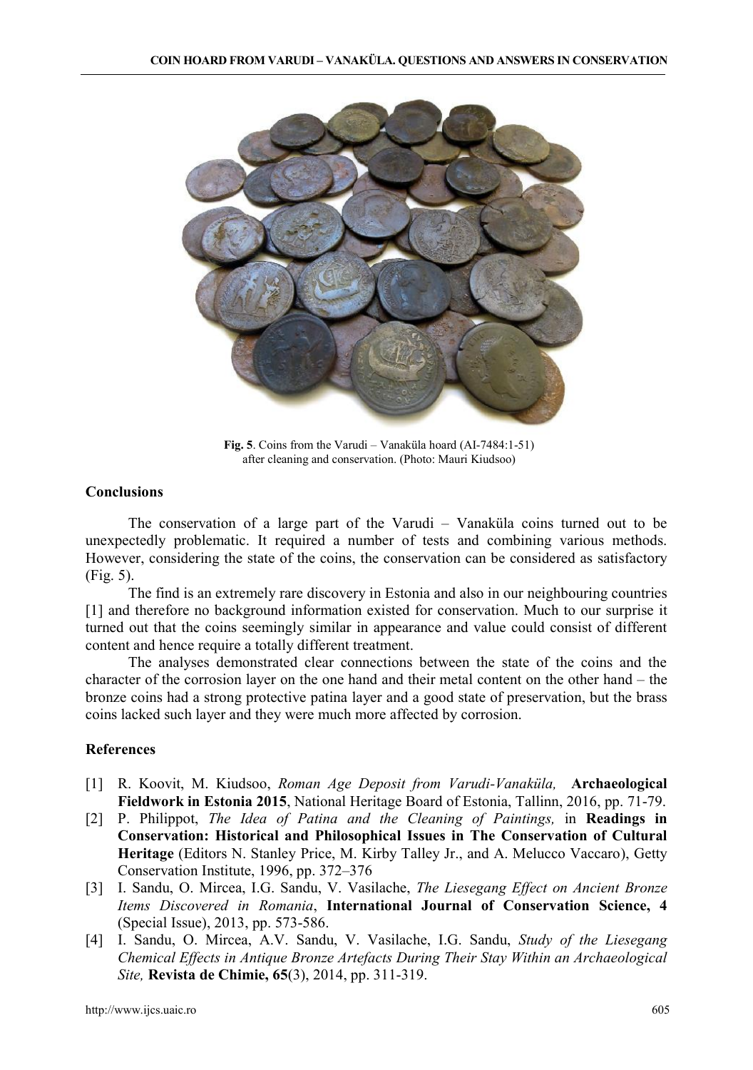**Fig. 5**. Coins from the Varudi – Vanaküla hoard (AI-7484:1-51) after cleaning and conservation. (Photo: Mauri Kiudsoo)

## Conclusions

The conservation of a large part of the Varudi – Vanaküla coins turned out to be unexpectedly problematic. It required a number of tests and combining various methods. However, considering the state of the coins, the conservation can be considered as satisfactory (Fig. 5).

The find is an extremely rare discovery in Estonia and also in our neighbouring countries [1] and therefore no background information existed for conservation. Much to our surprise it turned out that the coins seemingly similar in appearance and value could consist of different content and hence require a totally different treatment.

The analyses demonstrated clear connections between the state of the coins and the character of the corrosion layer on the one hand and their metal content on the other hand – the bronze coins had a strong protective patina layer and a good state of preservation, but the brass coins lacked such layer and they were much more affected by corrosion.

## References

[1] R. Koovit, M. Kiudsoo, *Roman Age Deposit from Varudi-Vanaküla,* **Archaeological Fieldwork in Estonia 2015**, National Heritage Board of Estonia, Tallinn, 2016, pp. 71-79.

[2] P. Philippot, *The Idea of Patina and the Cleaning of Paintings,* in **Readings in Conservation: Historical and Philosophical Issues in The Conservation of Cultural Heritage** (Editors N. Stanley Price, M. Kirby Talley Jr., and A. Melucco Vaccaro), Getty Conservation Institute, 1996, pp. 372–376

[3] I. Sandu, O. Mircea, I.G. Sandu, V. Vasilache, *The Liesegang Effect on Ancient Bronze Items Discovered in Romania*, **International Journal of Conservation Science, 4** (Special Issue), 2013, pp. 573-586.

[4] I. Sandu, O. Mircea, A.V. Sandu, V. Vasilache, I.G. Sandu, *Study of the Liesegang Chemical Effects in Antique Bronze Artefacts During Their Stay Within an Archaeological Site,* **Revista de Chimie, 65**(3), 2014, pp. 311-319.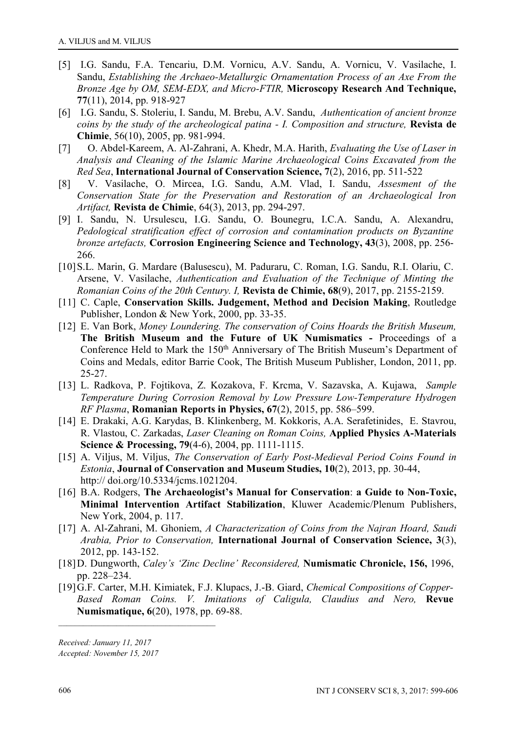[5] I.G. Sandu, F.A. Tencariu, D.M. Vornicu, A.V. Sandu, A. Vornicu, V. Vasilache, I. Sandu, *Establishing the Archaeo-Metallurgic Ornamentation Process of an Axe From the Bronze Age by OM, SEM-EDX, and Micro-FTIR,* **Microscopy Research And Technique, 77**(11), 2014, pp. 918-927

[6] I.G. Sandu, S. Stoleriu, I. Sandu, M. Brebu, A.V. Sandu, *Authentication of ancient bronze coins by the study of the archeological patina - I. Composition and structure,* **Revista de Chimie**, 56(10), 2005, pp. 981-994.

[7] O. Abdel-Kareem, A. Al-Zahrani, A. Khedr, M.A. Harith, *Evaluating the Use of Laser in Analysis and Cleaning of the Islamic Marine Archaeological Coins Excavated from the Red Sea*, **International Journal of Conservation Science, 7**(2), 2016, pp. 511-522

[8] V. Vasilache, O. Mircea, I.G. Sandu, A.M. Vlad, I. Sandu, *Assesment of the Conservation State for the Preservation and Restoration of an Archaeological Iron Artifact,* **Revista de Chimie**, 64(3), 2013, pp. 294-297.

[9] I. Sandu, N. Ursulescu, I.G. Sandu, O. Bounegru, I.C.A. Sandu, A. Alexandru, *Pedological stratification effect of corrosion and contamination products on Byzantine bronze artefacts,* **Corrosion Engineering Science and Technology, 43**(3), 2008, pp. 256-266.

[10] S.L. Marin, G. Mardare (Balusescu), M. Paduraru, C. Roman, I.G. Sandu, R.I. Olariu, C. Arsene, V. Vasilache, *Authentication and Evaluation of the Technique of Minting the Romanian Coins of the 20th Century. I,* **Revista de Chimie, 68**(9), 2017, pp. 2155-2159.

[11] C. Caple, **Conservation Skills. Judgement, Method and Decision Making**, Routledge Publisher, London & New York, 2000, pp. 33-35.

[12] E. Van Bork, *Money Loundering. The conservation of Coins Hoards the British Museum,* **The British Museum and the Future of UK Numismatics -** Proceedings of a Conference Held to Mark the 150th Anniversary of The British Museum's Department of Coins and Medals, editor Barrie Cook, The British Museum Publisher, London, 2011, pp. 25-27.

[13] L. Radkova, P. Fojtikova, Z. Kozakova, F. Krcma, V. Sazavska, A. Kujawa, *Sample Temperature During Corrosion Removal by Low Pressure Low-Temperature Hydrogen RF Plasma*, **Romanian Reports in Physics, 67**(2), 2015, pp. 586–599.

[14] E. Drakaki, A.G. Karydas, B. Klinkenberg, M. Kokkoris, A.A. Serafetinides, E. Stavrou, R. Vlastou, C. Zarkadas, *Laser Cleaning on Roman Coins,* **Applied Physics A-Materials Science & Processing, 79**(4-6), 2004, pp. 1111-1115.

[15] A. Viljus, M. Viljus, *The Conservation of Early Post-Medieval Period Coins Found in Estonia*, **Journal of Conservation and Museum Studies, 10**(2), 2013, pp. 30-44, http:// doi.org/10.5334/jcms.1021204.

[16] B.A. Rodgers, **The Archaeologist's Manual for Conservation**: **a Guide to Non-Toxic, Minimal Intervention Artifact Stabilization**, Kluwer Academic/Plenum Publishers, New York, 2004, p. 117.

[17] A. Al-Zahrani, M. Ghoniem, *A Characterization of Coins from the Najran Hoard, Saudi Arabia, Prior to Conservation,* **International Journal of Conservation Science, 3**(3), 2012, pp. 143-152.

[18] D. Dungworth, *Caley's 'Zinc Decline' Reconsidered,* **Numismatic Chronicle, 156,** 1996, pp. 228–234.

[19] G.F. Carter, M.H. Kimiatek, F.J. Klupacs, J.-B. Giard, *Chemical Compositions of Copper-Based Roman Coins. V. Imitations of Caligula, Claudius and Nero,* **Revue Numismatique, 6**(20), 1978, pp. 69-88.

---

*Received: January 11, 2017*
*Accepted: November 15, 2017*